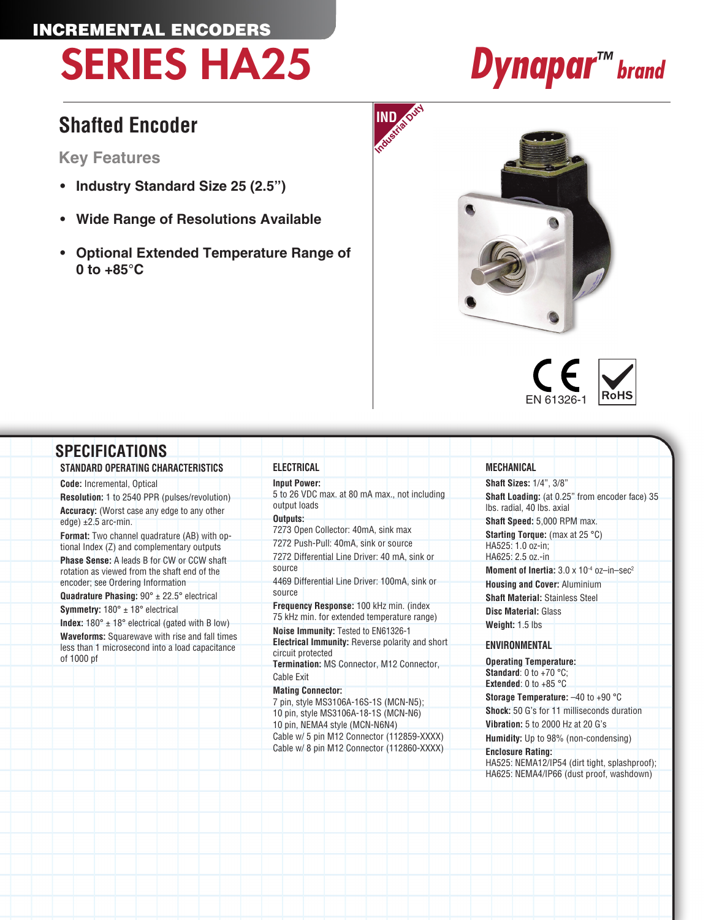INCREMENTAL ENCODERS

# SERIES HA25

Dynapar™ brand

## Shafted Encoder

### Key Features

- **Industry Standard Size 25 (2.5")**
- **Wide Range of Resolutions Available**
- **Optional Extended Temperature Range of 0 to +85°C**

IND Industrial Duty

EN 61326-1

RoHS

## SPECIFICATIONS

### STANDARD OPERATING CHARACTERISTICS

**Code:** Incremental, Optical

**Resolution:** 1 to 2540 PPR (pulses/revolution)

**Accuracy:** (Worst case any edge to any other edge) ±2.5 arc-min.

**Format:** Two channel quadrature (AB) with optional Index (Z) and complementary outputs

**Phase Sense:** A leads B for CW or CCW shaft rotation as viewed from the shaft end of the encoder; see Ordering Information

**Quadrature Phasing:** 90° ± 22.5° electrical

**Symmetry:** 180° ± 18° electrical

**Index:** 180° ± 18° electrical (gated with B low)

**Waveforms:** Squarewave with rise and fall times less than 1 microsecond into a load capacitance of 1000 pf

### ELECTRICAL

**Input Power:**
5 to 26 VDC max. at 80 mA max., not including output loads

**Outputs:**
7273 Open Collector: 40mA, sink max
7272 Push-Pull: 40mA, sink or source
7272 Differential Line Driver: 40 mA, sink or source
4469 Differential Line Driver: 100mA, sink or source

**Frequency Response:** 100 kHz min. (index 75 kHz min. for extended temperature range)

**Noise Immunity:** Tested to EN61326-1

**Electrical Immunity:** Reverse polarity and short circuit protected

**Termination:** MS Connector, M12 Connector, Cable Exit

**Mating Connector:**
7 pin, style MS3106A-16S-1S (MCN-N5);
10 pin, style MS3106A-18-1S (MCN-N6)
10 pin, NEMA4 style (MCN-N6N4)
Cable w/ 5 pin M12 Connector (112859-XXXX)
Cable w/ 8 pin M12 Connector (112860-XXXX)

### MECHANICAL

**Shaft Sizes:** 1/4", 3/8"

**Shaft Loading:** (at 0.25" from encoder face) 35 lbs. radial, 40 lbs. axial

**Shaft Speed:** 5,000 RPM max.

**Starting Torque:** (max at 25 °C)
HA525: 1.0 oz-in;
HA625: 2.5 oz.-in

**Moment of Inertia:** $3.0 \times 10^{-4}$ oz–in–sec$^2$

**Housing and Cover:** Aluminium

**Shaft Material:** Stainless Steel

**Disc Material:** Glass

**Weight:** 1.5 lbs

### ENVIRONMENTAL

**Operating Temperature:**
**Standard**: 0 to +70 °C;
**Extended**: 0 to +85 °C

**Storage Temperature:** –40 to +90 °C

**Shock:** 50 G's for 11 milliseconds duration

**Vibration:** 5 to 2000 Hz at 20 G's

**Humidity:** Up to 98% (non-condensing)

**Enclosure Rating:**
HA525: NEMA12/IP54 (dirt tight, splashproof);
HA625: NEMA4/IP66 (dust proof, washdown)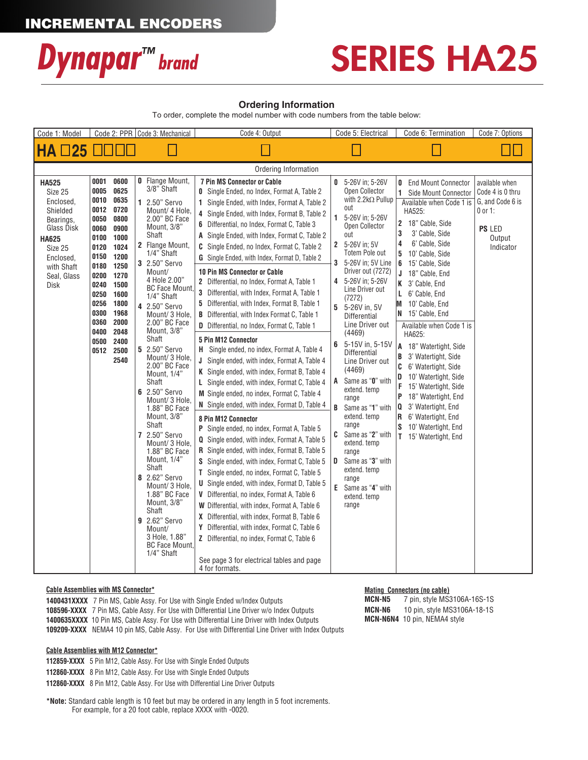INCREMENTAL ENCODERS

# Dynapar™ brand

# SERIES HA25

## Ordering Information

To order, complete the model number with code numbers from the table below:

| Code 1: Model | Code 2: PPR | Code 3: Mechanical | Code 4: Output | Code 5: Electrical | Code 6: Termination | Code 7: Options |
|---|---|---|---|---|---|---|
| HA □25 | □□□□ | □ | □ | □ | □ | □□ |
| **HA525** Size 25 Enclosed, Shielded Bearings, Glass Disk<br><br>**HA625** Size 25 Enclosed, with Shaft Seal, Glass Disk | **0001** **0005** **0010** **0012** **0050** **0060** **0100** **0120** **0150** **0180** **0200** **0240** **0250** **0256** **0300** **0360** **0400** **0500** **0512**<br><br>**0600** **0625** **0635** **0720** **0800** **0900** **1000** **1024** **1200** **1250** **1270** **1500** **1600** **1800** **1968** **2000** **2048** **2400** **2500** **2540** | **0** Flange Mount, 3/8" Shaft<br>**1** 2.50" Servo Mount/ 4 Hole, 2.00" BC Face Mount, 3/8" Shaft<br>**2** Flange Mount, 1/4" Shaft<br>**3** 2.50" Servo Mount/ 4 Hole 2.00" BC Face Mount, 1/4" Shaft<br>**4** 2.50" Servo Mount/ 3 Hole, 2.00" BC Face Mount, 3/8" Shaft<br>**5** 2.50" Servo Mount/ 3 Hole, 2.00" BC Face Mount, 1/4" Shaft<br>**6** 2.50" Servo Mount/ 3 Hole, 1.88" BC Face Mount, 3/8" Shaft<br>**7** 2.50" Servo Mount/ 3 Hole, 1.88" BC Face Mount, 1/4" Shaft<br>**8** 2.62" Servo Mount/ 3 Hole, 1.88" BC Face Mount, 3/8" Shaft<br>**9** 2.62" Servo Mount/ 3 Hole, 1.88" BC Face Mount, 1/4" Shaft | **7 Pin MS Connector or Cable**<br>**0** Single Ended, no Index, Format A, Table 2<br>**1** Single Ended, with Index, Format A, Table 2<br>**4** Single Ended, with Index, Format B, Table 2<br>**6** Differential, no Index, Format C, Table 3<br>**A** Single Ended, with Index, Format C, Table 2<br>**C** Single Ended, no Index, Format C, Table 2<br>**G** Single Ended, with Index, Format D, Table 2<br><br>**10 Pin MS Connector or Cable**<br>**2** Differential, no Index, Format A, Table 1<br>**3** Differential, with Index, Format A, Table 1<br>**5** Differential, with Index, Format B, Table 1<br>**B** Differential, with Index Format C, Table 1<br>**D** Differential, no Index, Format C, Table 1<br><br>**5 Pin M12 Connector**<br>**H** Single ended, no index, Format A, Table 4<br>**J** Single ended, with index, Format A, Table 4<br>**K** Single ended, with index, Format B, Table 4<br>**L** Single ended, with index, Format C, Table 4<br>**M** Single ended, no index, Format C, Table 4<br>**N** Single ended, with index, Format D, Table 4<br><br>**8 Pin M12 Connector**<br>**P** Single ended, no index, Format A, Table 5<br>**Q** Single ended, with index, Format A, Table 5<br>**R** Single ended, with index, Format B, Table 5<br>**S** Single ended, with index, Format C, Table 5<br>**T** Single ended, no index, Format C, Table 5<br>**U** Single ended, with index, Format D, Table 5<br>**V** Differential, no index, Format A, Table 6<br>**W** Differential, with index, Format A, Table 6<br>**X** Differential, with index, Format B, Table 6<br>**Y** Differential, with index, Format C, Table 6<br>**Z** Differential, no index, Format C, Table 6<br><br>See page 3 for electrical tables and page 4 for formats. | **0** 5-26V in; 5-26V Open Collector with 2.2kΩ Pullup out<br>**1** 5-26V in; 5-26V Open Collector out<br>**2** 5-26V in; 5V Totem Pole out<br>**3** 5-26V in; 5V Line Driver out (7272)<br>**4** 5-26V in; 5-26V Line Driver out (7272)<br>**5** 5-26V in, 5V Differential Line Driver out (4469)<br>**6** 5-15V in, 5-15V Differential Line Driver out (4469)<br>**A** Same as "**0**" with extend. temp range<br>**B** Same as "**1**" with extend. temp range<br>**C** Same as "**2**" with extend. temp range<br>**D** Same as "**3**" with extend. temp range<br>**E** Same as "**4**" with extend. temp range | **0** End Mount Connector<br>**1** Side Mount Connector<br>Available when Code 1 is HA525:<br>**2** 18" Cable, Side<br>**3** 3' Cable, Side<br>**4** 6' Cable, Side<br>**5** 10' Cable, Side<br>**6** 15' Cable, Side<br>**J** 18" Cable, End<br>**K** 3' Cable, End<br>**L** 6' Cable, End<br>**M** 10' Cable, End<br>**N** 15' Cable, End<br>Available when Code 1 is HA625:<br>**A** 18" Watertight, Side<br>**B** 3' Watertight, Side<br>**C** 6' Watertight, Side<br>**D** 10' Watertight, Side<br>**F** 15' Watertight, Side<br>**P** 18" Watertight, End<br>**Q** 3' Watertight, End<br>**R** 6' Watertight, End<br>**S** 10' Watertight, End<br>**T** 15' Watertight, End | available when Code 4 is 0 thru G, and Code 6 is 0 or 1:<br><br>**PS** LED Output Indicator |

**Cable Assemblies with MS Connector***

**1400431XXXX** 7 Pin MS, Cable Assy. For Use with Single Ended w/Index Outputs
**108596-XXXX** 7 Pin MS, Cable Assy. For Use with Differential Line Driver w/o Index Outputs
**1400635XXXX** 10 Pin MS, Cable Assy. For Use with Differential Line Driver with Index Outputs
**109209-XXXX** NEMA4 10 pin MS, Cable Assy. For Use with Differential Line Driver with Index Outputs

**Mating Connectors (no cable)**

**MCN-N5** 7 pin, style MS3106A-16S-1S
**MCN-N6** 10 pin, style MS3106A-18-1S
**MCN-N6N4** 10 pin, NEMA4 style

**Cable Assemblies with M12 Connector***

**112859-XXXX** 5 Pin M12, Cable Assy. For Use with Single Ended Outputs
**112860-XXXX** 8 Pin M12, Cable Assy. For Use with Single Ended Outputs
**112860-XXXX** 8 Pin M12, Cable Assy. For Use with Differential Line Driver Outputs

***Note:** Standard cable length is 10 feet but may be ordered in any length in 5 foot increments. For example, for a 20 foot cable, replace XXXX with -0020.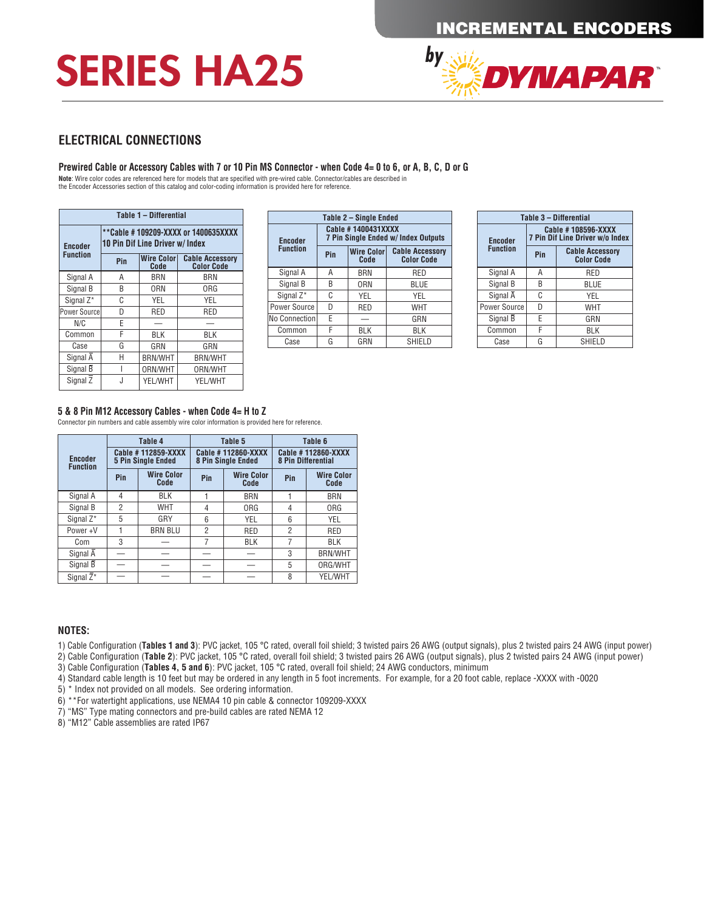# SERIES HA25

## ELECTRICAL CONNECTIONS

### Prewired Cable or Accessory Cables with 7 or 10 Pin MS Connector - when Code 4= 0 to 6, or A, B, C, D or G

**Note**: Wire color codes are referenced here for models that are specified with pre-wired cable. Connector/cables are described in the Encoder Accessories section of this catalog and color-coding information is provided here for reference.

**Table 1 – Differential**

| Encoder Function | **Cable # 109209-XXXX or 1400635XXXX 10 Pin Dif Line Driver w/ Index | | |
|---|---|---|---|
| | Pin | Wire Color Code | Cable Accessory Color Code |
| Signal A | A | BRN | BRN |
| Signal B | B | ORN | ORG |
| Signal Z* | C | YEL | YEL |
| Power Source | D | RED | RED |
| N/C | E | — | — |
| Common | F | BLK | BLK |
| Case | G | GRN | GRN |
| Signal Ā | H | BRN/WHT | BRN/WHT |
| Signal B̄ | I | ORN/WHT | ORN/WHT |
| Signal Z̄ | J | YEL/WHT | YEL/WHT |

**Table 2 – Single Ended**

| Encoder Function | Cable # 1400431XXXX 7 Pin Single Ended w/ Index Outputs | | |
|---|---|---|---|
| | Pin | Wire Color Code | Cable Accessory Color Code |
| Signal A | A | BRN | RED |
| Signal B | B | ORN | BLUE |
| Signal Z* | C | YEL | YEL |
| Power Source | D | RED | WHT |
| No Connection | E | — | GRN |
| Common | F | BLK | BLK |
| Case | G | GRN | SHIELD |

**Table 3 – Differential**

| Encoder Function | Cable # 108596-XXXX 7 Pin Dif Line Driver w/o Index | |
|---|---|---|
| | Pin | Cable Accessory Color Code |
| Signal A | A | RED |
| Signal B | B | BLUE |
| Signal Ā | C | YEL |
| Power Source | D | WHT |
| Signal B̄ | E | GRN |
| Common | F | BLK |
| Case | G | SHIELD |

### 5 & 8 Pin M12 Accessory Cables - when Code 4= H to Z

Connector pin numbers and cable assembly wire color information is provided here for reference.

| Encoder Function | Table 4 | | Table 5 | | Table 6 | |
|---|---|---|---|---|---|---|
| | Cable # 112859-XXXX 5 Pin Single Ended | | Cable # 112860-XXXX 8 Pin Single Ended | | Cable # 112860-XXXX 8 Pin Differential | |
| | Pin | Wire Color Code | Pin | Wire Color Code | Pin | Wire Color Code |
| Signal A | 4 | BLK | 1 | BRN | 1 | BRN |
| Signal B | 2 | WHT | 4 | ORG | 4 | ORG |
| Signal Z* | 5 | GRY | 6 | YEL | 6 | YEL |
| Power +V | 1 | BRN BLU | 2 | RED | 2 | RED |
| Com | 3 | — | 7 | BLK | 7 | BLK |
| Signal Ā | — | — | — | — | 3 | BRN/WHT |
| Signal B̄ | — | — | — | — | 5 | ORG/WHT |
| Signal Z̄* | — | — | — | — | 8 | YEL/WHT |

### NOTES:

1) Cable Configuration (**Tables 1 and 3**): PVC jacket, 105 °C rated, overall foil shield; 3 twisted pairs 26 AWG (output signals), plus 2 twisted pairs 24 AWG (input power)
2) Cable Configuration (**Table 2**): PVC jacket, 105 °C rated, overall foil shield; 3 twisted pairs 26 AWG (output signals), plus 2 twisted pairs 24 AWG (input power)
3) Cable Configuration (**Tables 4, 5 and 6**): PVC jacket, 105 °C rated, overall foil shield; 24 AWG conductors, minimum
4) Standard cable length is 10 feet but may be ordered in any length in 5 foot increments. For example, for a 20 foot cable, replace -XXXX with -0020
5) * Index not provided on all models. See ordering information.
6) **For watertight applications, use NEMA4 10 pin cable & connector 109209-XXXX
7) "MS" Type mating connectors and pre-build cables are rated NEMA 12
8) "M12" Cable assemblies are rated IP67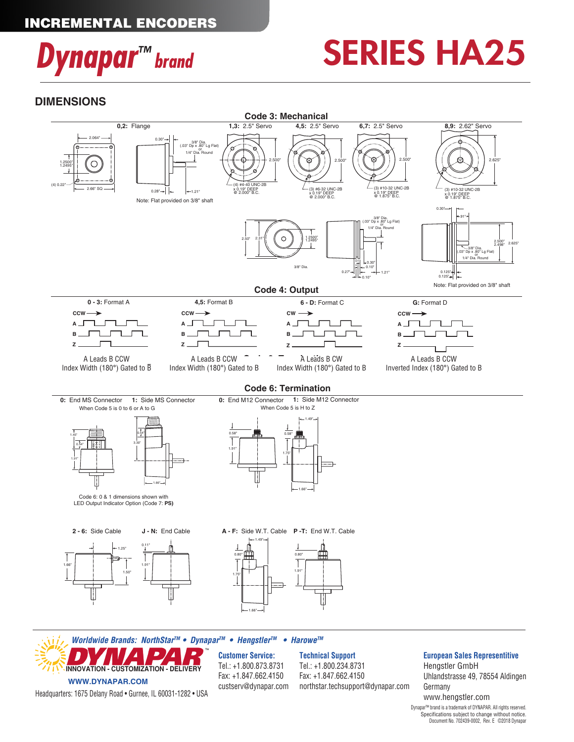INCREMENTAL ENCODERS

# Dynapar™ brand

# SERIES HA25

## DIMENSIONS

### Code 3: Mechanical

**0,2:** Flange

2.064"
0.30"
3/8" Dia. (.03" Dp x .80" Lg Flat) or 1/4" Dia. Round
1.2500"
1.2495"
(4) 0.22"
2.66" SQ
0.28"
1.21"

Note: Flat provided on 3/8" shaft

**1,3:** 2.5" Servo

2.500"
(4) #4-40 UNC-2B x 0.19" DEEP @ 2.000" B.C.

**4,5:** 2.5" Servo

2.500"
(3) #6-32 UNC-2B x 0.19" DEEP @ 2.000" B.C.

**6,7:** 2.5" Servo

2.500"
(3) #10-32 UNC-2B x 0.19" DEEP @ 1.875" B.C.

**8,9:** 2.62" Servo

2.625"
(3) #10-32 UNC-2B x 0.19" DEEP @ 1.875" B.C.

2.50"
2.31"
1.2500"
1.2495"
3/8" Dia.
3/8" Dia. (.03" Dp x .80" Lg Flat) or 1/4" Dia. Round
0.30"
0.10"
0.27"
1.21"
0.10"

0.30"
.91"
3/8" Dia. (.03" Dp x .80" Lg Flat) or 1/4" Dia. Round
2.500"
2.498"
2.625"
0.125"
0.125"

Note: Flat provided on 3/8" shaft

### Code 4: Output

**0 - 3:** Format A

CCW
A
B
Z

A Leads B CCW
Index Width (180°) Gated to $\overline{B}$

**4,5:** Format B

CCW
A
B
Z

A Leads B CCW
Index Width (180°) Gated to B

**6 - D:** Format C

CW
A
B
Z

A Leads B CW
Index Width (180°) Gated to B

**G:** Format D

CCW
A
B
Z

A Leads B CCW
Inverted Index (180°) Gated to B

### Code 6: Termination

**0:** End MS Connector **1:** Side MS Connector
When Code 5 is 0 to 6 or A to G

1.45"
0.54"
1.91"
0.54"
3.30"
1.66"

Code 6: 0 & 1 dimensions shown with LED Output Indicator Option (Code 7: **PS**)

**0:** End M12 Connector **1:** Side M12 Connector
When Code 5 is H to Z

0.58"
1.91"
0.58"
1.49"
1.75"
1.66"

**2 - 6:** Side Cable **J - N:** End Cable

1.25"
1.66"
1.50"
0.11"
1.91"

**A - F:** Side W.T. Cable **P -T:** End W.T. Cable

1.49"
0.80"
1.75"
1.66"
0.80"
1.91"

*Worldwide Brands: NorthStar™ • Dynapar™ • Hengstler™ • Harowe™*

DYNAPAR™
INNOVATION - CUSTOMIZATION - DELIVERY
WWW.DYNAPAR.COM
Headquarters: 1675 Delany Road • Gurnee, IL 60031-1282 • USA

**Customer Service:**
Tel.: +1.800.873.8731
Fax: +1.847.662.4150
custserv@dynapar.com

**Technical Support**
Tel.: +1.800.234.8731
Fax: +1.847.662.4150
northstar.techsupport@dynapar.com

**European Sales Representitive**
Hengstler GmbH
Uhlandstrasse 49, 78554 Aldingen
Germany
www.hengstler.com

Dynapar™ brand is a trademark of DYNAPAR. All rights reserved.
Specifications subject to change without notice.
Document No. 702439-0002, Rev. E ©2018 Dynapar